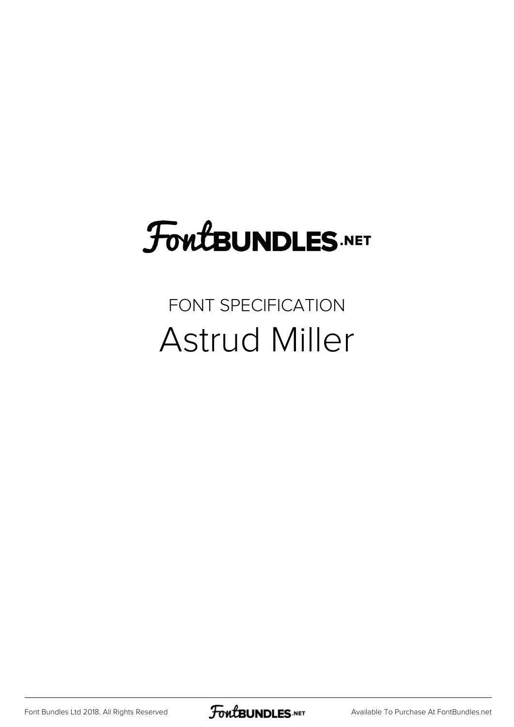# FontBUNDLES.NET

## FONT SPECIFICATION

# Astrud Miller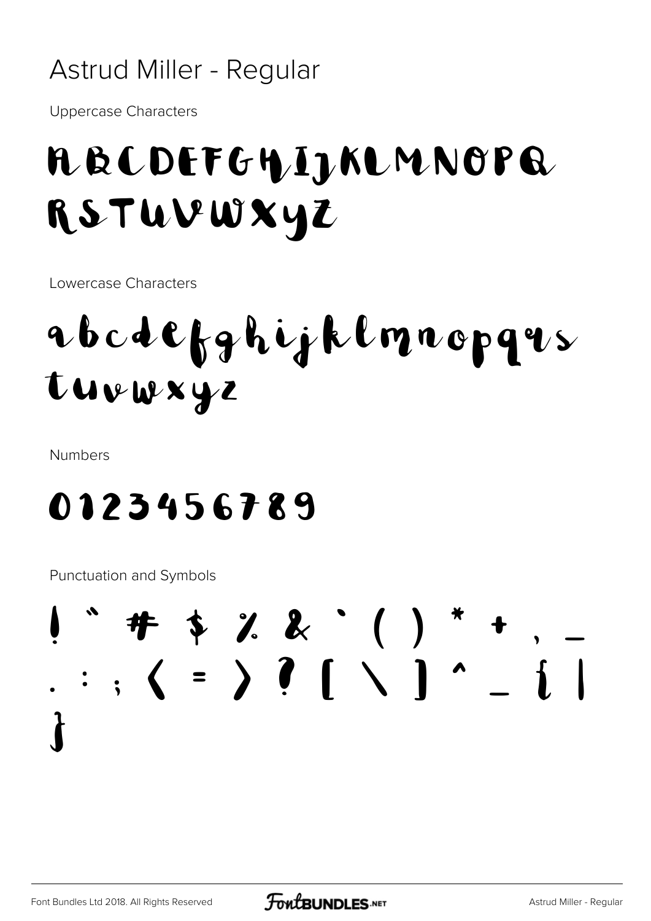# Astrud Miller - Regular

Uppercase Characters

ABCDEFGHIJKLMNOPQ
RSTUVWXYZ

Lowercase Characters

abcdefghijklmnopqrs
tuvwxyz

Numbers

0123456789

Punctuation and Symbols

! " # $ % & ' ( ) * + , -
. : ; < = > ? [ \ ] ^ _ { |
}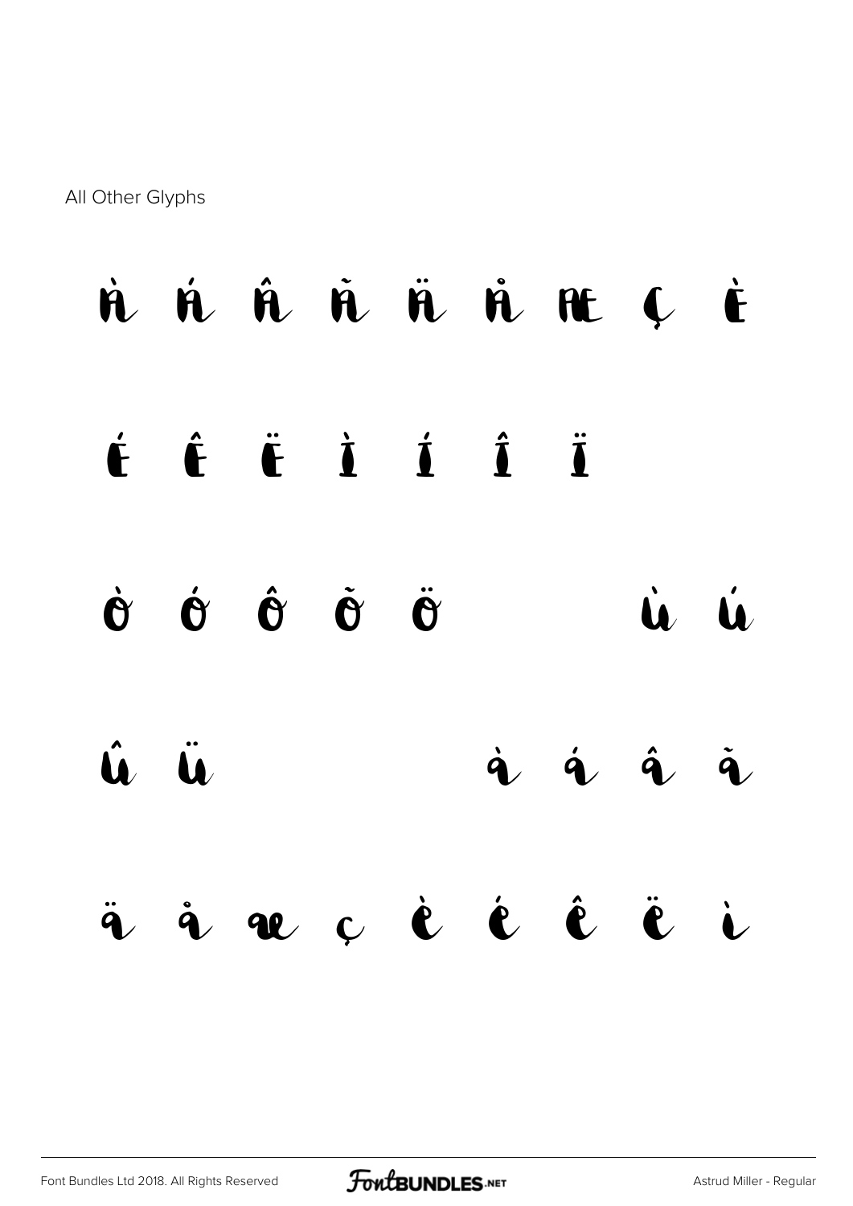All Other Glyphs

À Á Â Ã Ä Å Æ Ç È

É Ê Ë Ì Í Î Ï

Ò Ó Ô Õ Ö Ù Ú

Û Ü à á â ã

ä å æ ç è é ê ë ì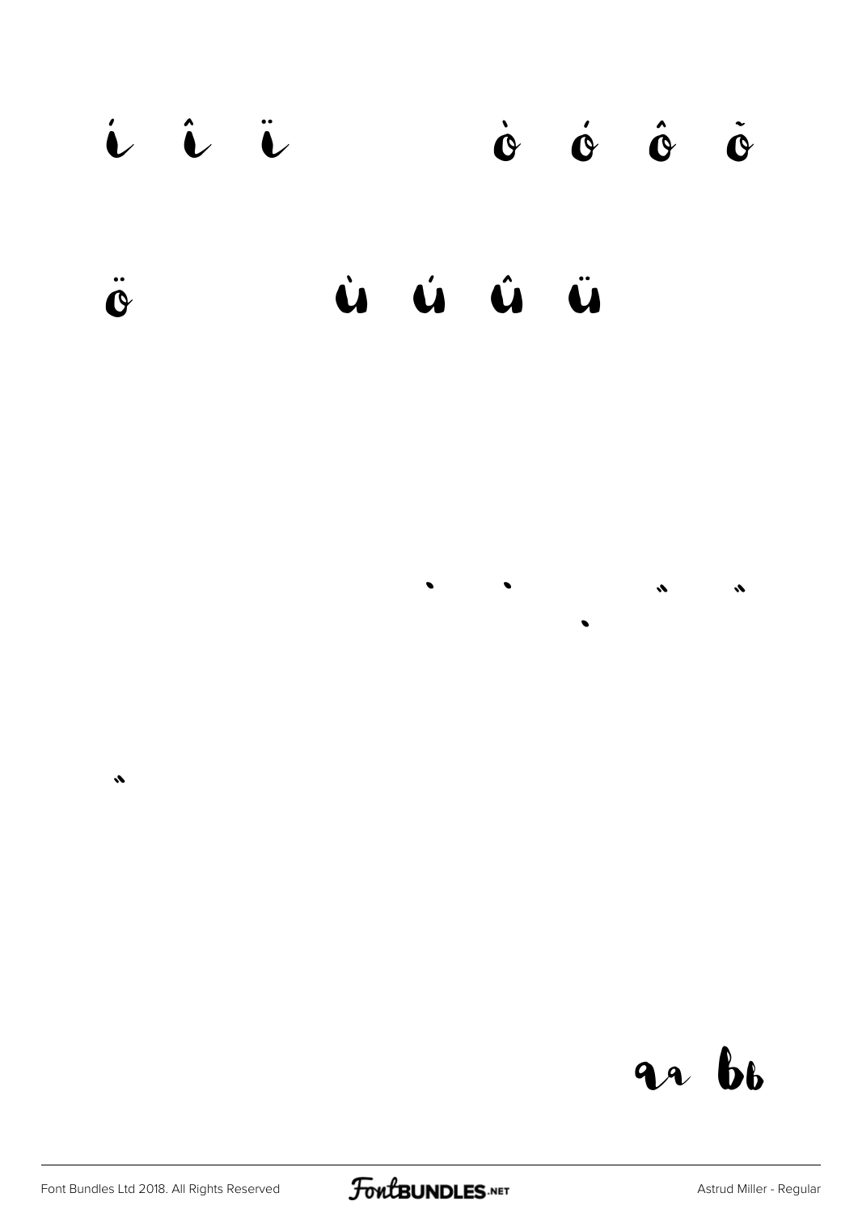í î ï ò ó ô õ

ö ù ú û ü

' ' , " "

„

aa bb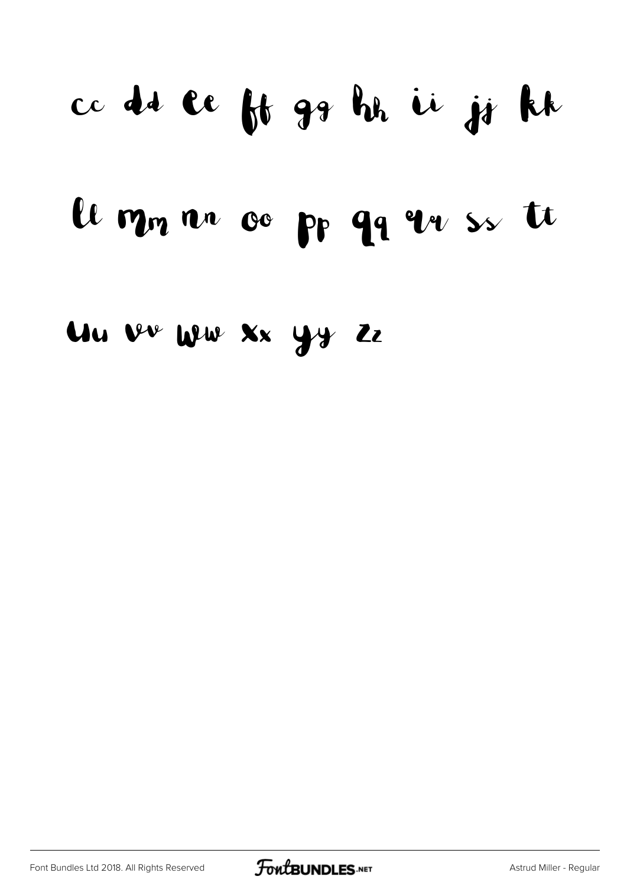Cc Dd Ee Ff Gg Hh Ii Jj Kk

Ll Mm Nn Oo Pp Qq Rr Ss Tt

Uu Vv Ww Xx Yy Zz